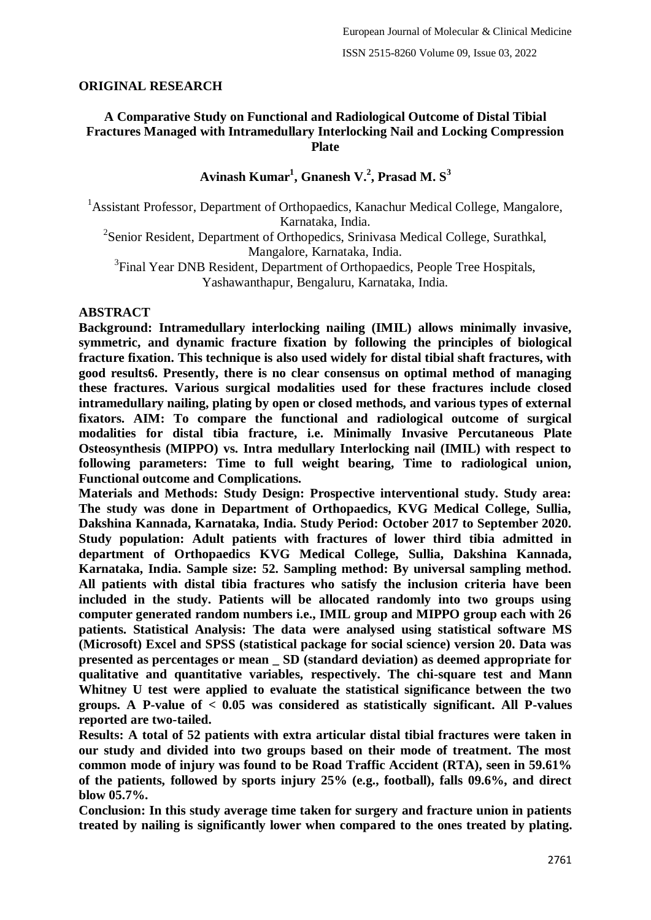**ORIGINAL RESEARCH**

# A Comparative Study on Functional and Radiological Outcome of Distal Tibial Fractures Managed with Intramedullary Interlocking Nail and Locking Compression Plate

**Avinash Kumar[1], Gnanesh V.[2], Prasad M. S[3]**

[1]Assistant Professor, Department of Orthopaedics, Kanachur Medical College, Mangalore, Karnataka, India.
[2]Senior Resident, Department of Orthopedics, Srinivasa Medical College, Surathkal, Mangalore, Karnataka, India.
[3]Final Year DNB Resident, Department of Orthopaedics, People Tree Hospitals, Yashawanthapur, Bengaluru, Karnataka, India.

## ABSTRACT

**Background: Intramedullary interlocking nailing (IMIL) allows minimally invasive, symmetric, and dynamic fracture fixation by following the principles of biological fracture fixation. This technique is also used widely for distal tibial shaft fractures, with good results6. Presently, there is no clear consensus on optimal method of managing these fractures. Various surgical modalities used for these fractures include closed intramedullary nailing, plating by open or closed methods, and various types of external fixators. AIM: To compare the functional and radiological outcome of surgical modalities for distal tibia fracture, i.e. Minimally Invasive Percutaneous Plate Osteosynthesis (MIPPO) vs. Intra medullary Interlocking nail (IMIL) with respect to following parameters: Time to full weight bearing, Time to radiological union, Functional outcome and Complications.**

**Materials and Methods: Study Design: Prospective interventional study. Study area: The study was done in Department of Orthopaedics, KVG Medical College, Sullia, Dakshina Kannada, Karnataka, India. Study Period: October 2017 to September 2020. Study population: Adult patients with fractures of lower third tibia admitted in department of Orthopaedics KVG Medical College, Sullia, Dakshina Kannada, Karnataka, India. Sample size: 52. Sampling method: By universal sampling method. All patients with distal tibia fractures who satisfy the inclusion criteria have been included in the study. Patients will be allocated randomly into two groups using computer generated random numbers i.e., IMIL group and MIPPO group each with 26 patients. Statistical Analysis: The data were analysed using statistical software MS (Microsoft) Excel and SPSS (statistical package for social science) version 20. Data was presented as percentages or mean _ SD (standard deviation) as deemed appropriate for qualitative and quantitative variables, respectively. The chi-square test and Mann Whitney U test were applied to evaluate the statistical significance between the two groups. A P-value of < 0.05 was considered as statistically significant. All P-values reported are two-tailed.**

**Results: A total of 52 patients with extra articular distal tibial fractures were taken in our study and divided into two groups based on their mode of treatment. The most common mode of injury was found to be Road Traffic Accident (RTA), seen in 59.61% of the patients, followed by sports injury 25% (e.g., football), falls 09.6%, and direct blow 05.7%.**

**Conclusion: In this study average time taken for surgery and fracture union in patients treated by nailing is significantly lower when compared to the ones treated by plating.**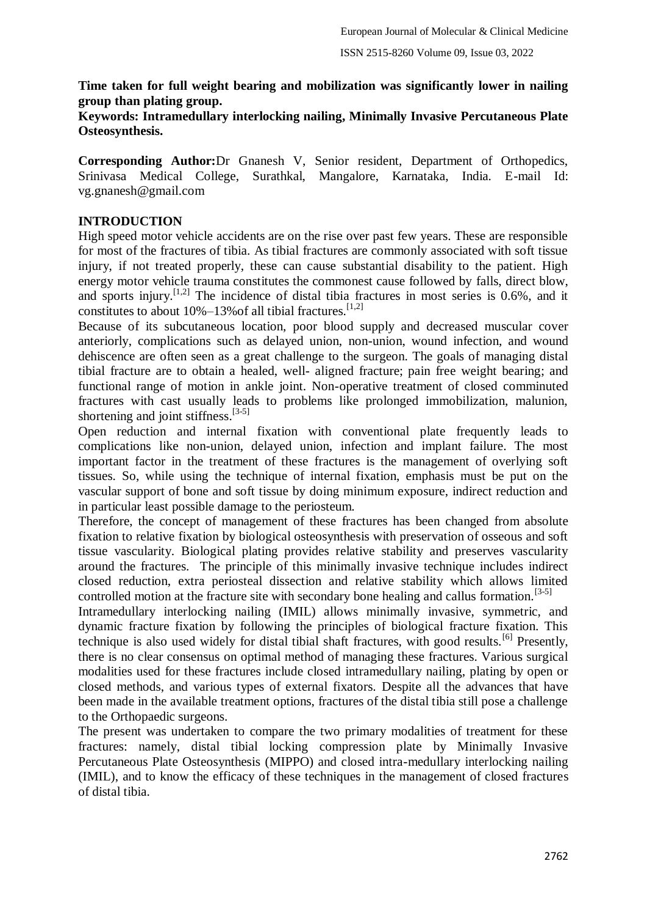**Time taken for full weight bearing and mobilization was significantly lower in nailing group than plating group.**

**Keywords: Intramedullary interlocking nailing, Minimally Invasive Percutaneous Plate Osteosynthesis.**

**Corresponding Author:**Dr Gnanesh V, Senior resident, Department of Orthopedics, Srinivasa Medical College, Surathkal, Mangalore, Karnataka, India. E-mail Id: vg.gnanesh@gmail.com

## INTRODUCTION

High speed motor vehicle accidents are on the rise over past few years. These are responsible for most of the fractures of tibia. As tibial fractures are commonly associated with soft tissue injury, if not treated properly, these can cause substantial disability to the patient. High energy motor vehicle trauma constitutes the commonest cause followed by falls, direct blow, and sports injury.[1,2] The incidence of distal tibia fractures in most series is 0.6%, and it constitutes to about 10%–13%of all tibial fractures.[1,2]

Because of its subcutaneous location, poor blood supply and decreased muscular cover anteriorly, complications such as delayed union, non-union, wound infection, and wound dehiscence are often seen as a great challenge to the surgeon. The goals of managing distal tibial fracture are to obtain a healed, well- aligned fracture; pain free weight bearing; and functional range of motion in ankle joint. Non-operative treatment of closed comminuted fractures with cast usually leads to problems like prolonged immobilization, malunion, shortening and joint stiffness.[3-5]

Open reduction and internal fixation with conventional plate frequently leads to complications like non-union, delayed union, infection and implant failure. The most important factor in the treatment of these fractures is the management of overlying soft tissues. So, while using the technique of internal fixation, emphasis must be put on the vascular support of bone and soft tissue by doing minimum exposure, indirect reduction and in particular least possible damage to the periosteum.

Therefore, the concept of management of these fractures has been changed from absolute fixation to relative fixation by biological osteosynthesis with preservation of osseous and soft tissue vascularity. Biological plating provides relative stability and preserves vascularity around the fractures. The principle of this minimally invasive technique includes indirect closed reduction, extra periosteal dissection and relative stability which allows limited controlled motion at the fracture site with secondary bone healing and callus formation.[3-5]

Intramedullary interlocking nailing (IMIL) allows minimally invasive, symmetric, and dynamic fracture fixation by following the principles of biological fracture fixation. This technique is also used widely for distal tibial shaft fractures, with good results.[6] Presently, there is no clear consensus on optimal method of managing these fractures. Various surgical modalities used for these fractures include closed intramedullary nailing, plating by open or closed methods, and various types of external fixators. Despite all the advances that have been made in the available treatment options, fractures of the distal tibia still pose a challenge to the Orthopaedic surgeons.

The present was undertaken to compare the two primary modalities of treatment for these fractures: namely, distal tibial locking compression plate by Minimally Invasive Percutaneous Plate Osteosynthesis (MIPPO) and closed intra-medullary interlocking nailing (IMIL), and to know the efficacy of these techniques in the management of closed fractures of distal tibia.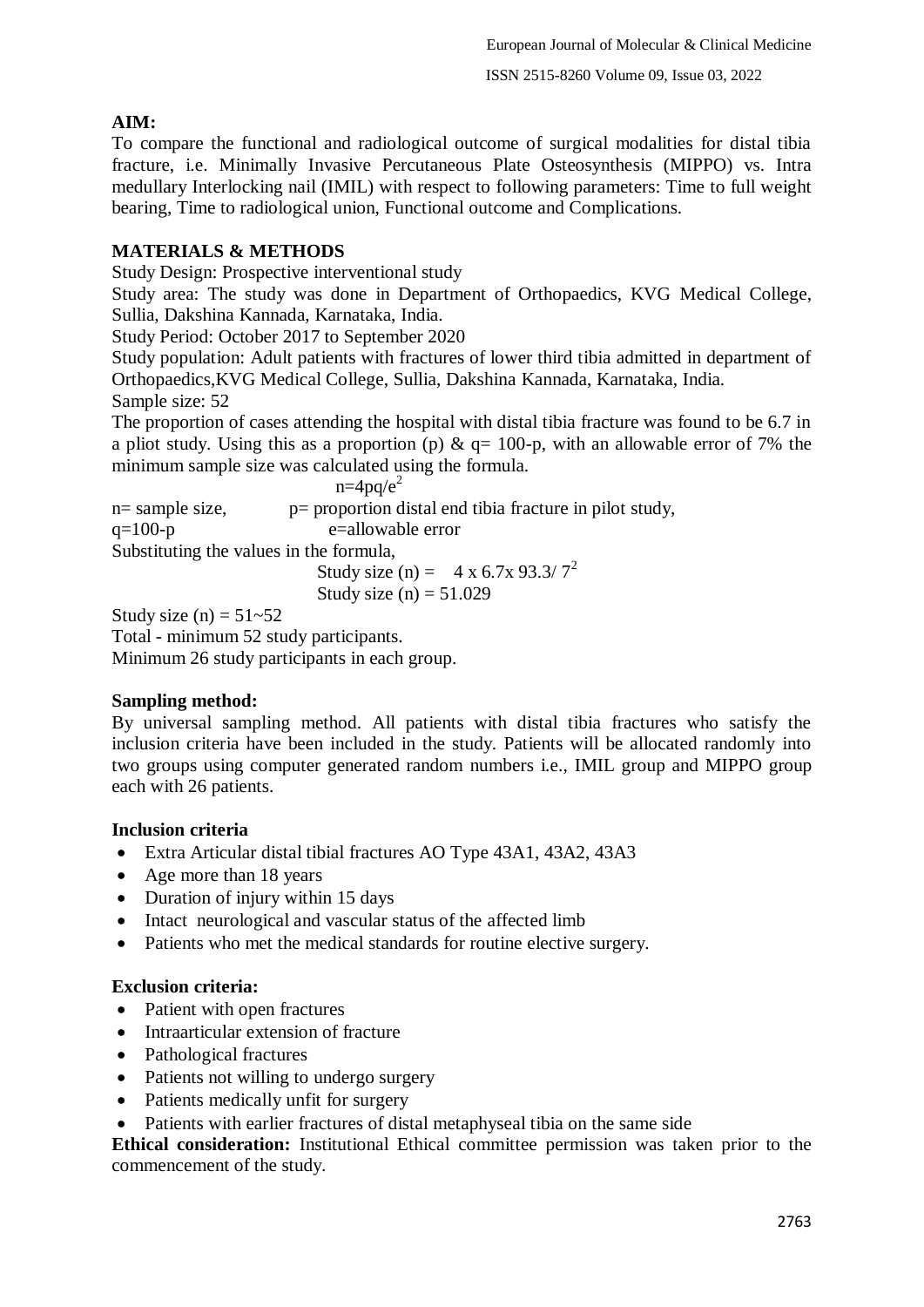**AIM:**

To compare the functional and radiological outcome of surgical modalities for distal tibia fracture, i.e. Minimally Invasive Percutaneous Plate Osteosynthesis (MIPPO) vs. Intra medullary Interlocking nail (IMIL) with respect to following parameters: Time to full weight bearing, Time to radiological union, Functional outcome and Complications.

**MATERIALS & METHODS**

Study Design: Prospective interventional study

Study area: The study was done in Department of Orthopaedics, KVG Medical College, Sullia, Dakshina Kannada, Karnataka, India.

Study Period: October 2017 to September 2020

Study population: Adult patients with fractures of lower third tibia admitted in department of Orthopaedics,KVG Medical College, Sullia, Dakshina Kannada, Karnataka, India.

Sample size: 52

The proportion of cases attending the hospital with distal tibia fracture was found to be 6.7 in a pliot study. Using this as a proportion (p) & q= 100-p, with an allowable error of 7% the minimum sample size was calculated using the formula.

$$n=4pq/e^2$$

n= sample size, p= proportion distal end tibia fracture in pilot study,

q=100-p e=allowable error

Substituting the values in the formula,

$$\text{Study size (n)} = 4 \times 6.7 \times 93.3/ 7^2$$

$$\text{Study size (n)} = 51.029$$

Study size (n) = 51~52

Total - minimum 52 study participants.

Minimum 26 study participants in each group.

**Sampling method:**

By universal sampling method. All patients with distal tibia fractures who satisfy the inclusion criteria have been included in the study. Patients will be allocated randomly into two groups using computer generated random numbers i.e., IMIL group and MIPPO group each with 26 patients.

**Inclusion criteria**

- Extra Articular distal tibial fractures AO Type 43A1, 43A2, 43A3
- Age more than 18 years
- Duration of injury within 15 days
- Intact neurological and vascular status of the affected limb
- Patients who met the medical standards for routine elective surgery.

**Exclusion criteria:**

- Patient with open fractures
- Intraarticular extension of fracture
- Pathological fractures
- Patients not willing to undergo surgery
- Patients medically unfit for surgery
- Patients with earlier fractures of distal metaphyseal tibia on the same side

**Ethical consideration:** Institutional Ethical committee permission was taken prior to the commencement of the study.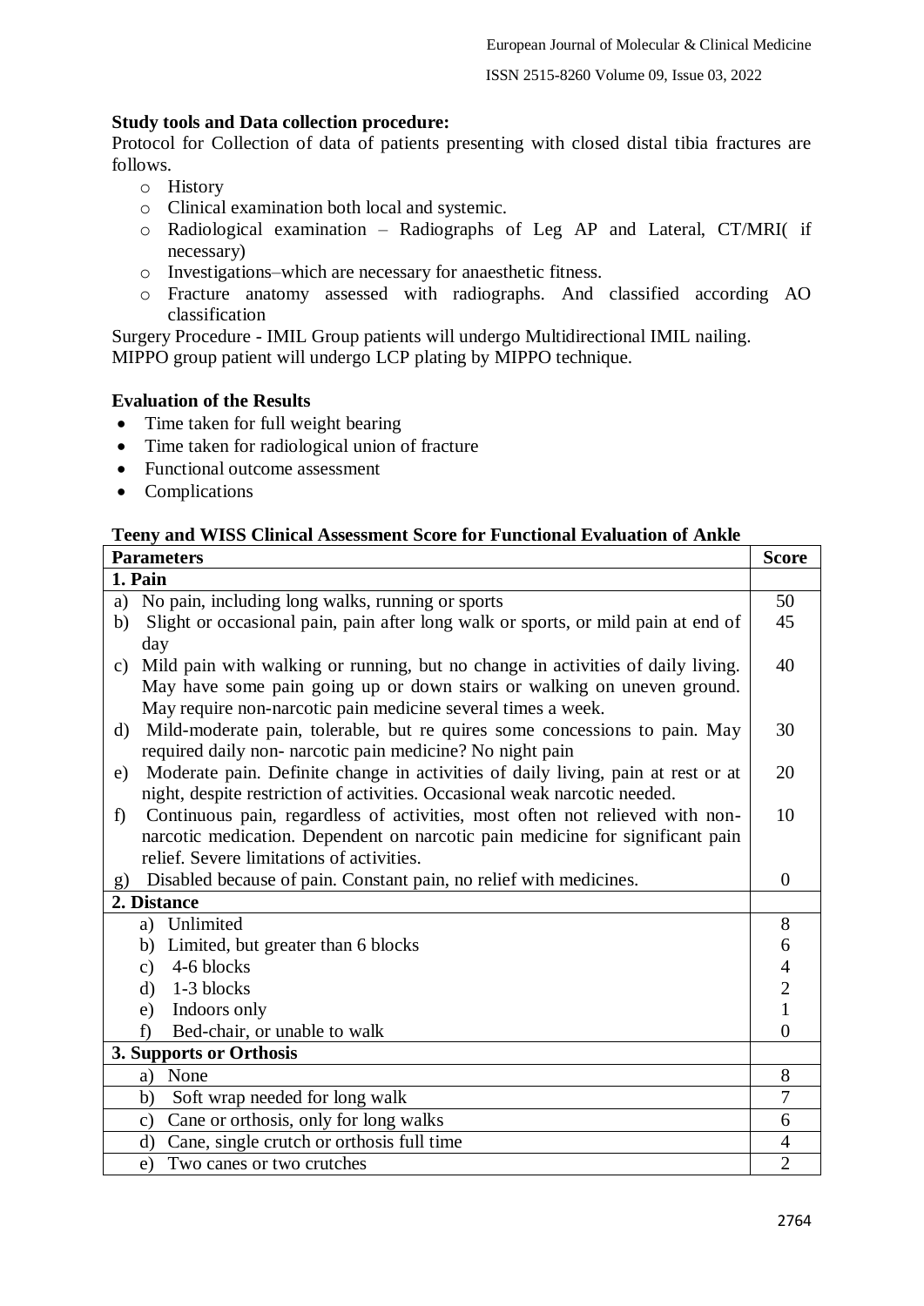**Study tools and Data collection procedure:**

Protocol for Collection of data of patients presenting with closed distal tibia fractures are follows.

- History
- Clinical examination both local and systemic.
- Radiological examination – Radiographs of Leg AP and Lateral, CT/MRI( if necessary)
- Investigations–which are necessary for anaesthetic fitness.
- Fracture anatomy assessed with radiographs. And classified according AO classification

Surgery Procedure - IMIL Group patients will undergo Multidirectional IMIL nailing.
MIPPO group patient will undergo LCP plating by MIPPO technique.

**Evaluation of the Results**

- Time taken for full weight bearing
- Time taken for radiological union of fracture
- Functional outcome assessment
- Complications

**Teeny and WISS Clinical Assessment Score for Functional Evaluation of Ankle**

| Parameters | Score |
|---|---|
| **1. Pain** | |
| a) No pain, including long walks, running or sports | 50 |
| b) Slight or occasional pain, pain after long walk or sports, or mild pain at end of day | 45 |
| c) Mild pain with walking or running, but no change in activities of daily living. May have some pain going up or down stairs or walking on uneven ground. May require non-narcotic pain medicine several times a week. | 40 |
| d) Mild-moderate pain, tolerable, but re quires some concessions to pain. May required daily non- narcotic pain medicine? No night pain | 30 |
| e) Moderate pain. Definite change in activities of daily living, pain at rest or at night, despite restriction of activities. Occasional weak narcotic needed. | 20 |
| f) Continuous pain, regardless of activities, most often not relieved with non-narcotic medication. Dependent on narcotic pain medicine for significant pain relief. Severe limitations of activities. | 10 |
| g) Disabled because of pain. Constant pain, no relief with medicines. | 0 |
| **2. Distance** | |
| a) Unlimited | 8 |
| b) Limited, but greater than 6 blocks | 6 |
| c) 4-6 blocks | 4 |
| d) 1-3 blocks | 2 |
| e) Indoors only | 1 |
| f) Bed-chair, or unable to walk | 0 |
| **3. Supports or Orthosis** | |
| a) None | 8 |
| b) Soft wrap needed for long walk | 7 |
| c) Cane or orthosis, only for long walks | 6 |
| d) Cane, single crutch or orthosis full time | 4 |
| e) Two canes or two crutches | 2 |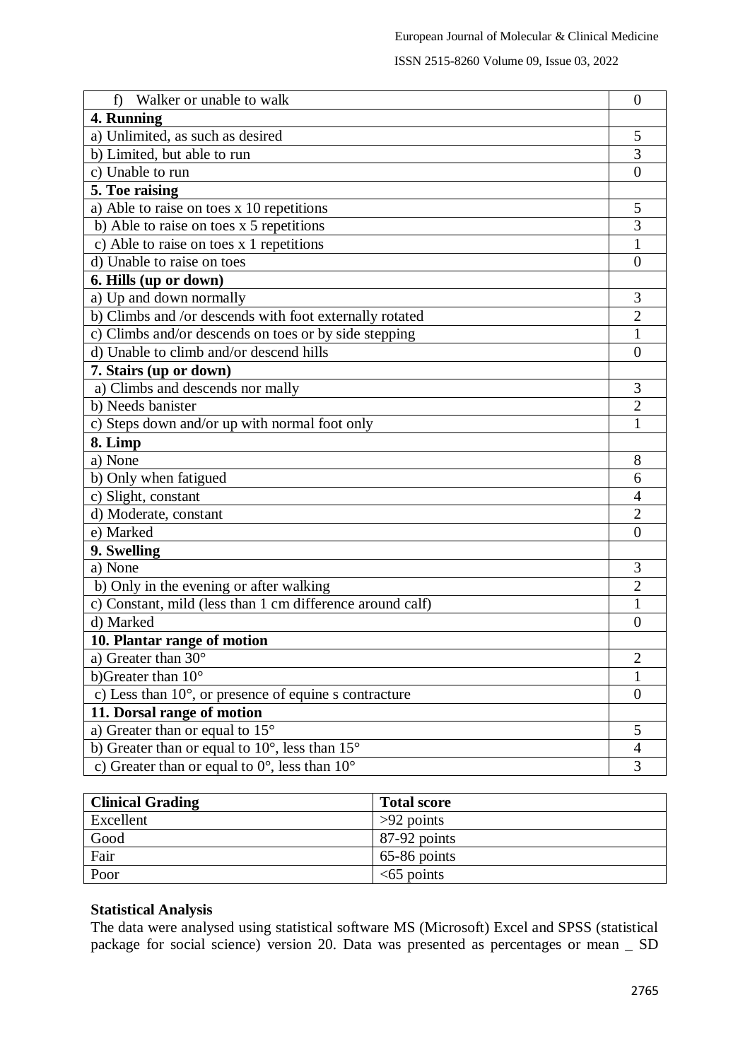| | |
|---|---|
| f) Walker or unable to walk | 0 |
| **4. Running** | |
| a) Unlimited, as such as desired | 5 |
| b) Limited, but able to run | 3 |
| c) Unable to run | 0 |
| **5. Toe raising** | |
| a) Able to raise on toes x 10 repetitions | 5 |
| b) Able to raise on toes x 5 repetitions | 3 |
| c) Able to raise on toes x 1 repetitions | 1 |
| d) Unable to raise on toes | 0 |
| **6. Hills (up or down)** | |
| a) Up and down normally | 3 |
| b) Climbs and /or descends with foot externally rotated | 2 |
| c) Climbs and/or descends on toes or by side stepping | 1 |
| d) Unable to climb and/or descend hills | 0 |
| **7. Stairs (up or down)** | |
| a) Climbs and descends nor mally | 3 |
| b) Needs banister | 2 |
| c) Steps down and/or up with normal foot only | 1 |
| **8. Limp** | |
| a) None | 8 |
| b) Only when fatigued | 6 |
| c) Slight, constant | 4 |
| d) Moderate, constant | 2 |
| e) Marked | 0 |
| **9. Swelling** | |
| a) None | 3 |
| b) Only in the evening or after walking | 2 |
| c) Constant, mild (less than 1 cm difference around calf) | 1 |
| d) Marked | 0 |
| **10. Plantar range of motion** | |
| a) Greater than 30° | 2 |
| b)Greater than 10° | 1 |
| c) Less than 10°, or presence of equine s contracture | 0 |
| **11. Dorsal range of motion** | |
| a) Greater than or equal to 15° | 5 |
| b) Greater than or equal to 10°, less than 15° | 4 |
| c) Greater than or equal to 0°, less than 10° | 3 |

| **Clinical Grading** | **Total score** |
|---|---|
| Excellent | >92 points |
| Good | 87-92 points |
| Fair | 65-86 points |
| Poor | <65 points |

**Statistical Analysis**

The data were analysed using statistical software MS (Microsoft) Excel and SPSS (statistical package for social science) version 20. Data was presented as percentages or mean _ SD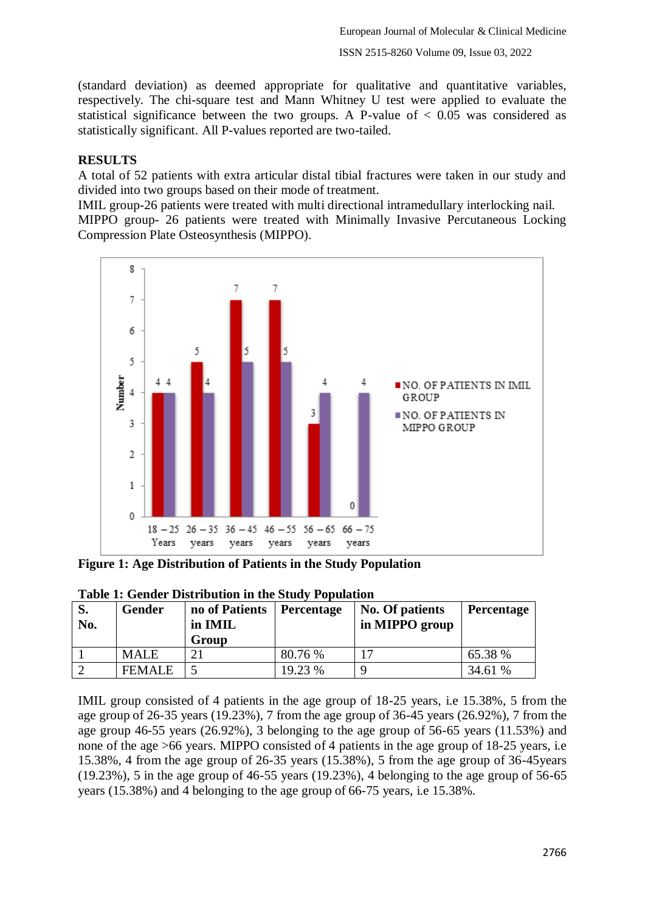(standard deviation) as deemed appropriate for qualitative and quantitative variables, respectively. The chi-square test and Mann Whitney U test were applied to evaluate the statistical significance between the two groups. A P-value of < 0.05 was considered as statistically significant. All P-values reported are two-tailed.

**RESULTS**

A total of 52 patients with extra articular distal tibial fractures were taken in our study and divided into two groups based on their mode of treatment.

IMIL group-26 patients were treated with multi directional intramedullary interlocking nail.

MIPPO group- 26 patients were treated with Minimally Invasive Percutaneous Locking Compression Plate Osteosynthesis (MIPPO).

**Figure 1: Age Distribution of Patients in the Study Population**

**Table 1: Gender Distribution in the Study Population**

| S. No. | Gender | no of Patients in IMIL Group | Percentage | No. Of patients in MIPPO group | Percentage |
|---|---|---|---|---|---|
| 1 | MALE | 21 | 80.76 % | 17 | 65.38 % |
| 2 | FEMALE | 5 | 19.23 % | 9 | 34.61 % |

IMIL group consisted of 4 patients in the age group of 18-25 years, i.e 15.38%, 5 from the age group of 26-35 years (19.23%), 7 from the age group of 36-45 years (26.92%), 7 from the age group 46-55 years (26.92%), 3 belonging to the age group of 56-65 years (11.53%) and none of the age >66 years. MIPPO consisted of 4 patients in the age group of 18-25 years, i.e 15.38%, 4 from the age group of 26-35 years (15.38%), 5 from the age group of 36-45years (19.23%), 5 in the age group of 46-55 years (19.23%), 4 belonging to the age group of 56-65 years (15.38%) and 4 belonging to the age group of 66-75 years, i.e 15.38%.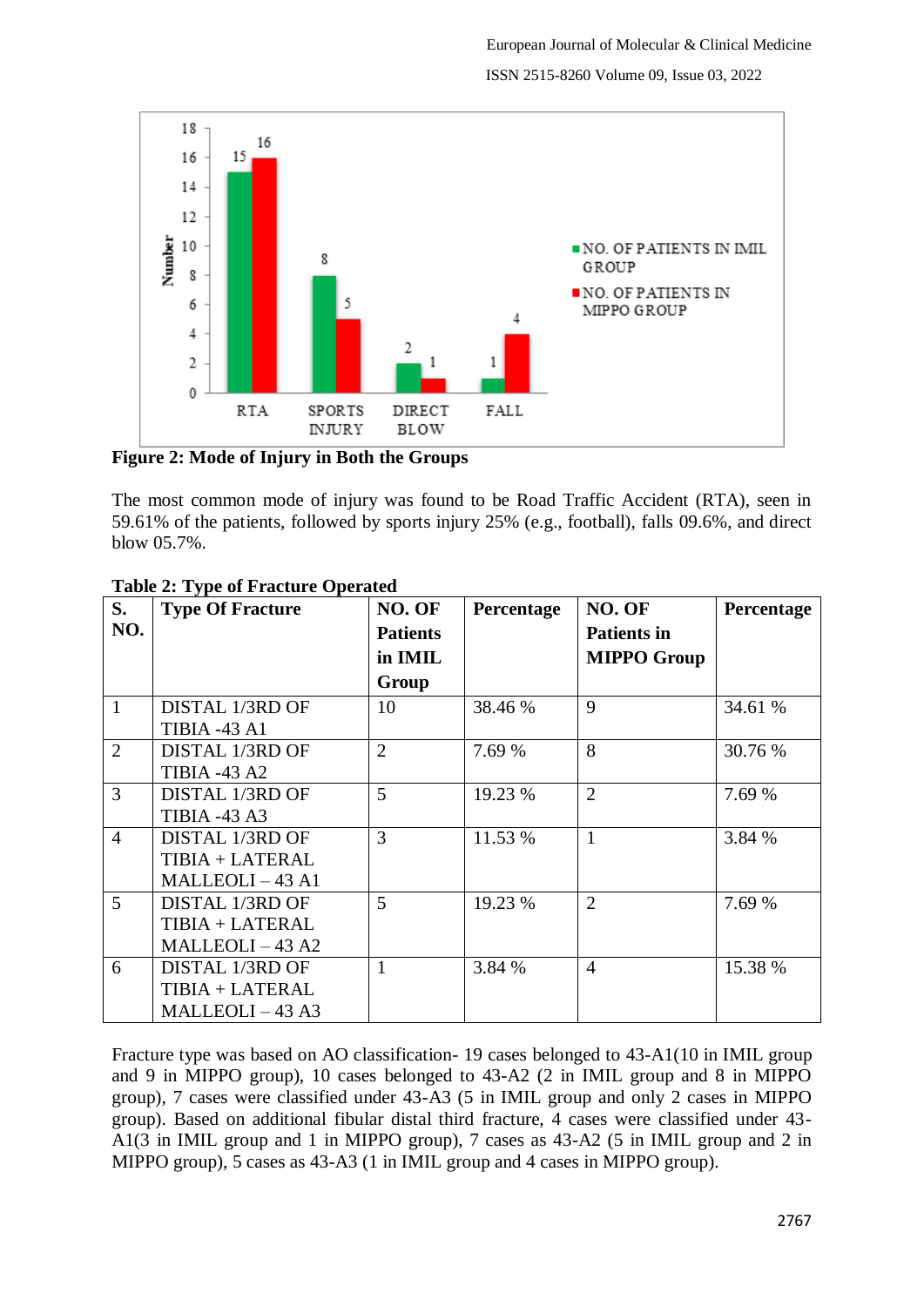Figure 2: Mode of Injury in Both the Groups

The most common mode of injury was found to be Road Traffic Accident (RTA), seen in 59.61% of the patients, followed by sports injury 25% (e.g., football), falls 09.6%, and direct blow 05.7%.

**Table 2: Type of Fracture Operated**

| S. NO. | Type Of Fracture | NO. OF Patients in IMIL Group | Percentage | NO. OF Patients in MIPPO Group | Percentage |
|---|---|---|---|---|---|
| 1 | DISTAL 1/3RD OF TIBIA -43 A1 | 10 | 38.46 % | 9 | 34.61 % |
| 2 | DISTAL 1/3RD OF TIBIA -43 A2 | 2 | 7.69 % | 8 | 30.76 % |
| 3 | DISTAL 1/3RD OF TIBIA -43 A3 | 5 | 19.23 % | 2 | 7.69 % |
| 4 | DISTAL 1/3RD OF TIBIA + LATERAL MALLEOLI – 43 A1 | 3 | 11.53 % | 1 | 3.84 % |
| 5 | DISTAL 1/3RD OF TIBIA + LATERAL MALLEOLI – 43 A2 | 5 | 19.23 % | 2 | 7.69 % |
| 6 | DISTAL 1/3RD OF TIBIA + LATERAL MALLEOLI – 43 A3 | 1 | 3.84 % | 4 | 15.38 % |

Fracture type was based on AO classification- 19 cases belonged to 43-A1(10 in IMIL group and 9 in MIPPO group), 10 cases belonged to 43-A2 (2 in IMIL group and 8 in MIPPO group), 7 cases were classified under 43-A3 (5 in IMIL group and only 2 cases in MIPPO group). Based on additional fibular distal third fracture, 4 cases were classified under 43-A1(3 in IMIL group and 1 in MIPPO group), 7 cases as 43-A2 (5 in IMIL group and 2 in MIPPO group), 5 cases as 43-A3 (1 in IMIL group and 4 cases in MIPPO group).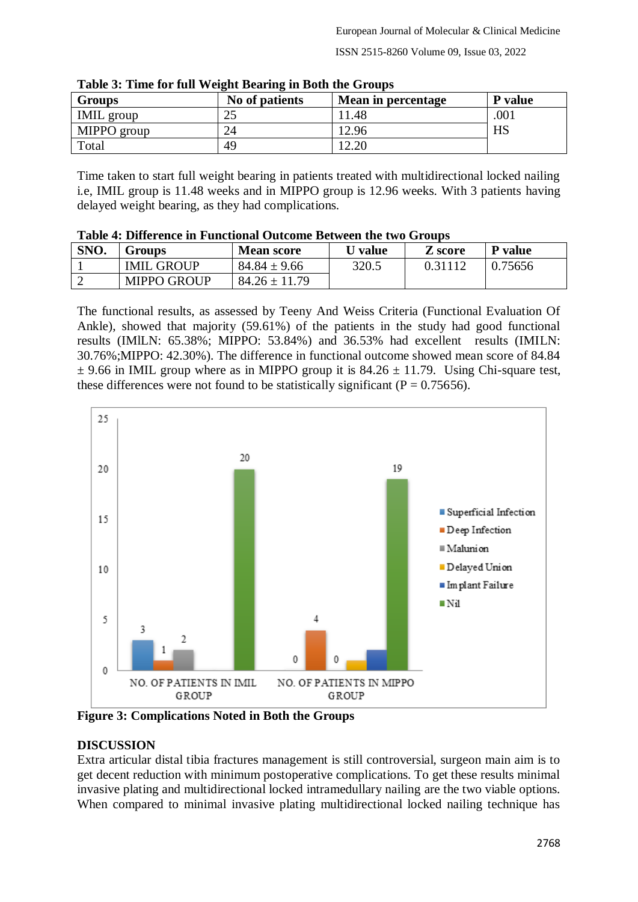**Table 3: Time for full Weight Bearing in Both the Groups**

| Groups | No of patients | Mean in percentage | P value |
|---|---|---|---|
| IMIL group | 25 | 11.48 | .001 HS |
| MIPPO group | 24 | 12.96 | |
| Total | 49 | 12.20 | |

Time taken to start full weight bearing in patients treated with multidirectional locked nailing i.e, IMIL group is 11.48 weeks and in MIPPO group is 12.96 weeks. With 3 patients having delayed weight bearing, as they had complications.

**Table 4: Difference in Functional Outcome Between the two Groups**

| SNO. | Groups | Mean score | U value | Z score | P value |
|---|---|---|---|---|---|
| 1 | IMIL GROUP | 84.84 ± 9.66 | 320.5 | 0.31112 | 0.75656 |
| 2 | MIPPO GROUP | 84.26 ± 11.79 | | | |

The functional results, as assessed by Teeny And Weiss Criteria (Functional Evaluation Of Ankle), showed that majority (59.61%) of the patients in the study had good functional results (IMILN: 65.38%; MIPPO: 53.84%) and 36.53% had excellent results (IMILN: 30.76%;MIPPO: 42.30%). The difference in functional outcome showed mean score of 84.84 ± 9.66 in IMIL group where as in MIPPO group it is 84.26 ± 11.79. Using Chi-square test, these differences were not found to be statistically significant (P = 0.75656).

| | Superficial Infection | Deep Infection | Malunion | Delayed Union | Implant Failure | Nil |
|---|---|---|---|---|---|---|
| NO. OF PATIENTS IN IMIL GROUP | 3 | 1 | 2 | | | 20 |
| NO. OF PATIENTS IN MIPPO GROUP | 0 | 4 | 0 | | | 19 |

**Figure 3: Complications Noted in Both the Groups**

## DISCUSSION

Extra articular distal tibia fractures management is still controversial, surgeon main aim is to get decent reduction with minimum postoperative complications. To get these results minimal invasive plating and multidirectional locked intramedullary nailing are the two viable options. When compared to minimal invasive plating multidirectional locked nailing technique has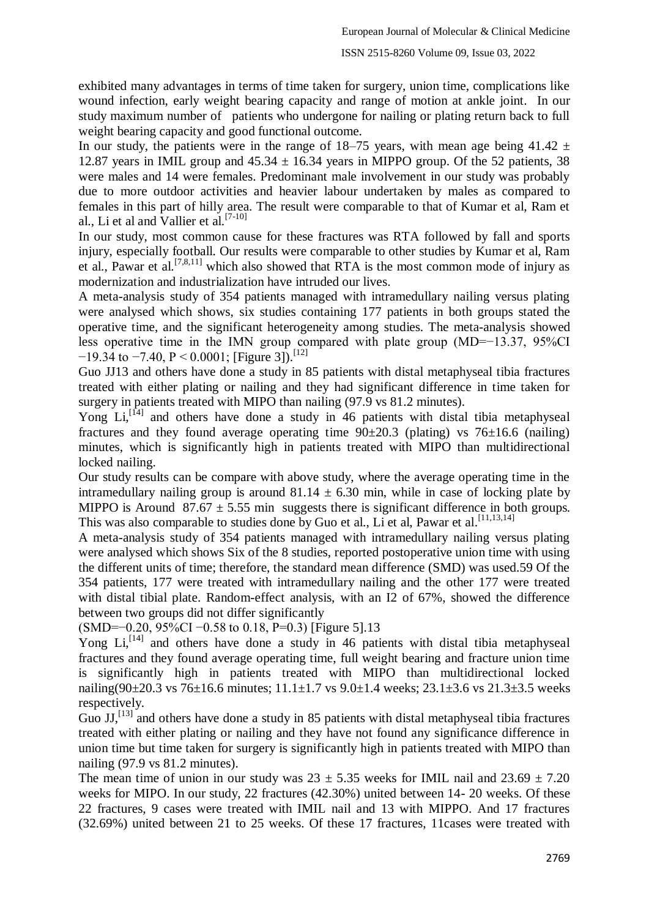exhibited many advantages in terms of time taken for surgery, union time, complications like wound infection, early weight bearing capacity and range of motion at ankle joint. In our study maximum number of patients who undergone for nailing or plating return back to full weight bearing capacity and good functional outcome.

In our study, the patients were in the range of 18–75 years, with mean age being 41.42 ± 12.87 years in IMIL group and 45.34 ± 16.34 years in MIPPO group. Of the 52 patients, 38 were males and 14 were females. Predominant male involvement in our study was probably due to more outdoor activities and heavier labour undertaken by males as compared to females in this part of hilly area. The result were comparable to that of Kumar et al, Ram et al., Li et al and Vallier et al.[7-10]

In our study, most common cause for these fractures was RTA followed by fall and sports injury, especially football. Our results were comparable to other studies by Kumar et al, Ram et al., Pawar et al.[7,8,11] which also showed that RTA is the most common mode of injury as modernization and industrialization have intruded our lives.

A meta-analysis study of 354 patients managed with intramedullary nailing versus plating were analysed which shows, six studies containing 177 patients in both groups stated the operative time, and the significant heterogeneity among studies. The meta-analysis showed less operative time in the IMN group compared with plate group (MD=−13.37, 95%CI −19.34 to −7.40, P < 0.0001; [Figure 3]).[12]

Guo JJ13 and others have done a study in 85 patients with distal metaphyseal tibia fractures treated with either plating or nailing and they had significant difference in time taken for surgery in patients treated with MIPO than nailing (97.9 vs 81.2 minutes).

Yong Li,[14] and others have done a study in 46 patients with distal tibia metaphyseal fractures and they found average operating time 90±20.3 (plating) vs 76±16.6 (nailing) minutes, which is significantly high in patients treated with MIPO than multidirectional locked nailing.

Our study results can be compare with above study, where the average operating time in the intramedullary nailing group is around 81.14 ± 6.30 min, while in case of locking plate by MIPPO is Around 87.67 ± 5.55 min suggests there is significant difference in both groups. This was also comparable to studies done by Guo et al., Li et al, Pawar et al.[11,13,14]

A meta-analysis study of 354 patients managed with intramedullary nailing versus plating were analysed which shows Six of the 8 studies, reported postoperative union time with using the different units of time; therefore, the standard mean difference (SMD) was used.59 Of the 354 patients, 177 were treated with intramedullary nailing and the other 177 were treated with distal tibial plate. Random-effect analysis, with an I2 of 67%, showed the difference between two groups did not differ significantly

(SMD=−0.20, 95%CI −0.58 to 0.18, P=0.3) [Figure 5].13

Yong Li,[14] and others have done a study in 46 patients with distal tibia metaphyseal fractures and they found average operating time, full weight bearing and fracture union time is significantly high in patients treated with MIPO than multidirectional locked nailing(90±20.3 vs 76±16.6 minutes; 11.1±1.7 vs 9.0±1.4 weeks; 23.1±3.6 vs 21.3±3.5 weeks respectively.

Guo JJ,[13] and others have done a study in 85 patients with distal metaphyseal tibia fractures treated with either plating or nailing and they have not found any significance difference in union time but time taken for surgery is significantly high in patients treated with MIPO than nailing (97.9 vs 81.2 minutes).

The mean time of union in our study was 23 ± 5.35 weeks for IMIL nail and 23.69 ± 7.20 weeks for MIPO. In our study, 22 fractures (42.30%) united between 14- 20 weeks. Of these 22 fractures, 9 cases were treated with IMIL nail and 13 with MIPPO. And 17 fractures (32.69%) united between 21 to 25 weeks. Of these 17 fractures, 11cases were treated with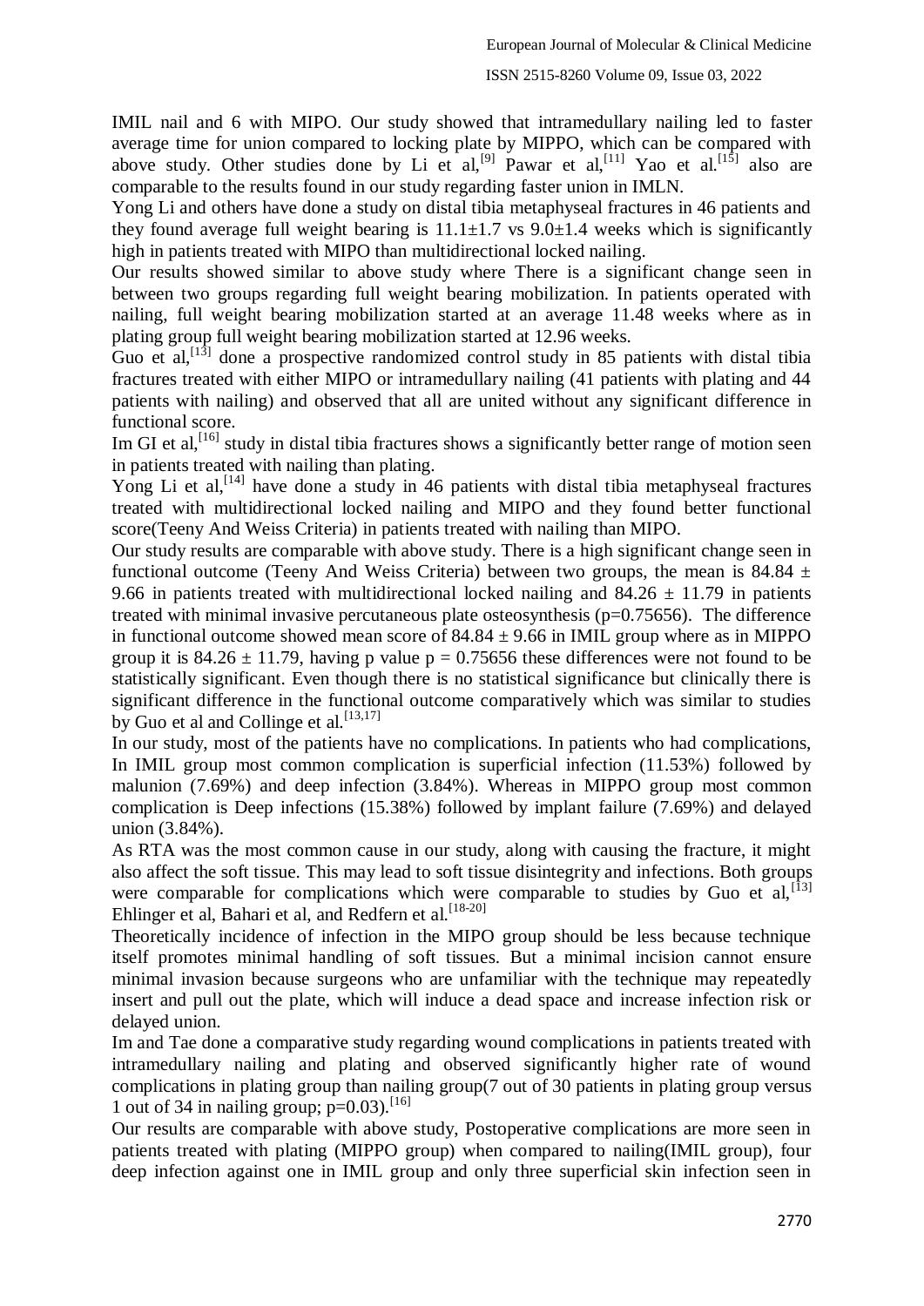IMIL nail and 6 with MIPO. Our study showed that intramedullary nailing led to faster average time for union compared to locking plate by MIPPO, which can be compared with above study. Other studies done by Li et al,[9] Pawar et al,[11] Yao et al.[15] also are comparable to the results found in our study regarding faster union in IMLN.

Yong Li and others have done a study on distal tibia metaphyseal fractures in 46 patients and they found average full weight bearing is 11.1±1.7 vs 9.0±1.4 weeks which is significantly high in patients treated with MIPO than multidirectional locked nailing.

Our results showed similar to above study where There is a significant change seen in between two groups regarding full weight bearing mobilization. In patients operated with nailing, full weight bearing mobilization started at an average 11.48 weeks where as in plating group full weight bearing mobilization started at 12.96 weeks.

Guo et al,[13] done a prospective randomized control study in 85 patients with distal tibia fractures treated with either MIPO or intramedullary nailing (41 patients with plating and 44 patients with nailing) and observed that all are united without any significant difference in functional score.

Im GI et al,[16] study in distal tibia fractures shows a significantly better range of motion seen in patients treated with nailing than plating.

Yong Li et al,[14] have done a study in 46 patients with distal tibia metaphyseal fractures treated with multidirectional locked nailing and MIPO and they found better functional score(Teeny And Weiss Criteria) in patients treated with nailing than MIPO.

Our study results are comparable with above study. There is a high significant change seen in functional outcome (Teeny And Weiss Criteria) between two groups, the mean is 84.84 ± 9.66 in patients treated with multidirectional locked nailing and 84.26 ± 11.79 in patients treated with minimal invasive percutaneous plate osteosynthesis ($p=0.75656$). The difference in functional outcome showed mean score of 84.84 ± 9.66 in IMIL group where as in MIPPO group it is 84.26 ± 11.79, having p value $p = 0.75656$ these differences were not found to be statistically significant. Even though there is no statistical significance but clinically there is significant difference in the functional outcome comparatively which was similar to studies by Guo et al and Collinge et al.[13,17]

In our study, most of the patients have no complications. In patients who had complications, In IMIL group most common complication is superficial infection (11.53%) followed by malunion (7.69%) and deep infection (3.84%). Whereas in MIPPO group most common complication is Deep infections (15.38%) followed by implant failure (7.69%) and delayed union (3.84%).

As RTA was the most common cause in our study, along with causing the fracture, it might also affect the soft tissue. This may lead to soft tissue disintegrity and infections. Both groups were comparable for complications which were comparable to studies by Guo et al,[13] Ehlinger et al, Bahari et al, and Redfern et al.[18-20]

Theoretically incidence of infection in the MIPO group should be less because technique itself promotes minimal handling of soft tissues. But a minimal incision cannot ensure minimal invasion because surgeons who are unfamiliar with the technique may repeatedly insert and pull out the plate, which will induce a dead space and increase infection risk or delayed union.

Im and Tae done a comparative study regarding wound complications in patients treated with intramedullary nailing and plating and observed significantly higher rate of wound complications in plating group than nailing group(7 out of 30 patients in plating group versus 1 out of 34 in nailing group; $p=0.03$).[16]

Our results are comparable with above study, Postoperative complications are more seen in patients treated with plating (MIPPO group) when compared to nailing(IMIL group), four deep infection against one in IMIL group and only three superficial skin infection seen in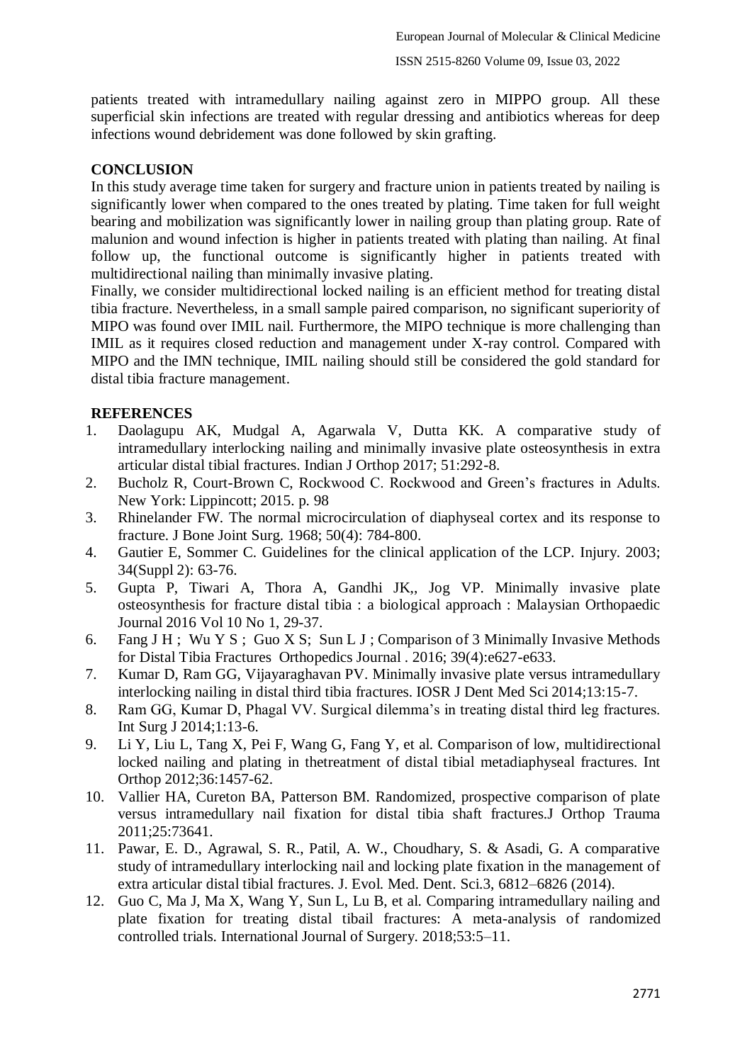patients treated with intramedullary nailing against zero in MIPPO group. All these superficial skin infections are treated with regular dressing and antibiotics whereas for deep infections wound debridement was done followed by skin grafting.

## CONCLUSION

In this study average time taken for surgery and fracture union in patients treated by nailing is significantly lower when compared to the ones treated by plating. Time taken for full weight bearing and mobilization was significantly lower in nailing group than plating group. Rate of malunion and wound infection is higher in patients treated with plating than nailing. At final follow up, the functional outcome is significantly higher in patients treated with multidirectional nailing than minimally invasive plating.

Finally, we consider multidirectional locked nailing is an efficient method for treating distal tibia fracture. Nevertheless, in a small sample paired comparison, no significant superiority of MIPO was found over IMIL nail. Furthermore, the MIPO technique is more challenging than IMIL as it requires closed reduction and management under X-ray control. Compared with MIPO and the IMN technique, IMIL nailing should still be considered the gold standard for distal tibia fracture management.

## REFERENCES

1. Daolagupu AK, Mudgal A, Agarwala V, Dutta KK. A comparative study of intramedullary interlocking nailing and minimally invasive plate osteosynthesis in extra articular distal tibial fractures. Indian J Orthop 2017; 51:292-8.
2. Bucholz R, Court-Brown C, Rockwood C. Rockwood and Green's fractures in Adults. New York: Lippincott; 2015. p. 98
3. Rhinelander FW. The normal microcirculation of diaphyseal cortex and its response to fracture. J Bone Joint Surg. 1968; 50(4): 784-800.
4. Gautier E, Sommer C. Guidelines for the clinical application of the LCP. Injury. 2003; 34(Suppl 2): 63-76.
5. Gupta P, Tiwari A, Thora A, Gandhi JK,, Jog VP. Minimally invasive plate osteosynthesis for fracture distal tibia : a biological approach : Malaysian Orthopaedic Journal 2016 Vol 10 No 1, 29-37.
6. Fang J H ; Wu Y S ; Guo X S; Sun L J ; Comparison of 3 Minimally Invasive Methods for Distal Tibia Fractures Orthopedics Journal . 2016; 39(4):e627-e633.
7. Kumar D, Ram GG, Vijayaraghavan PV. Minimally invasive plate versus intramedullary interlocking nailing in distal third tibia fractures. IOSR J Dent Med Sci 2014;13:15-7.
8. Ram GG, Kumar D, Phagal VV. Surgical dilemma's in treating distal third leg fractures. Int Surg J 2014;1:13-6.
9. Li Y, Liu L, Tang X, Pei F, Wang G, Fang Y, et al. Comparison of low, multidirectional locked nailing and plating in thetreatment of distal tibial metadiaphyseal fractures. Int Orthop 2012;36:1457-62.
10. Vallier HA, Cureton BA, Patterson BM. Randomized, prospective comparison of plate versus intramedullary nail fixation for distal tibia shaft fractures.J Orthop Trauma 2011;25:73641.
11. Pawar, E. D., Agrawal, S. R., Patil, A. W., Choudhary, S. & Asadi, G. A comparative study of intramedullary interlocking nail and locking plate fixation in the management of extra articular distal tibial fractures. J. Evol. Med. Dent. Sci.3, 6812–6826 (2014).
12. Guo C, Ma J, Ma X, Wang Y, Sun L, Lu B, et al. Comparing intramedullary nailing and plate fixation for treating distal tibail fractures: A meta-analysis of randomized controlled trials. International Journal of Surgery. 2018;53:5–11.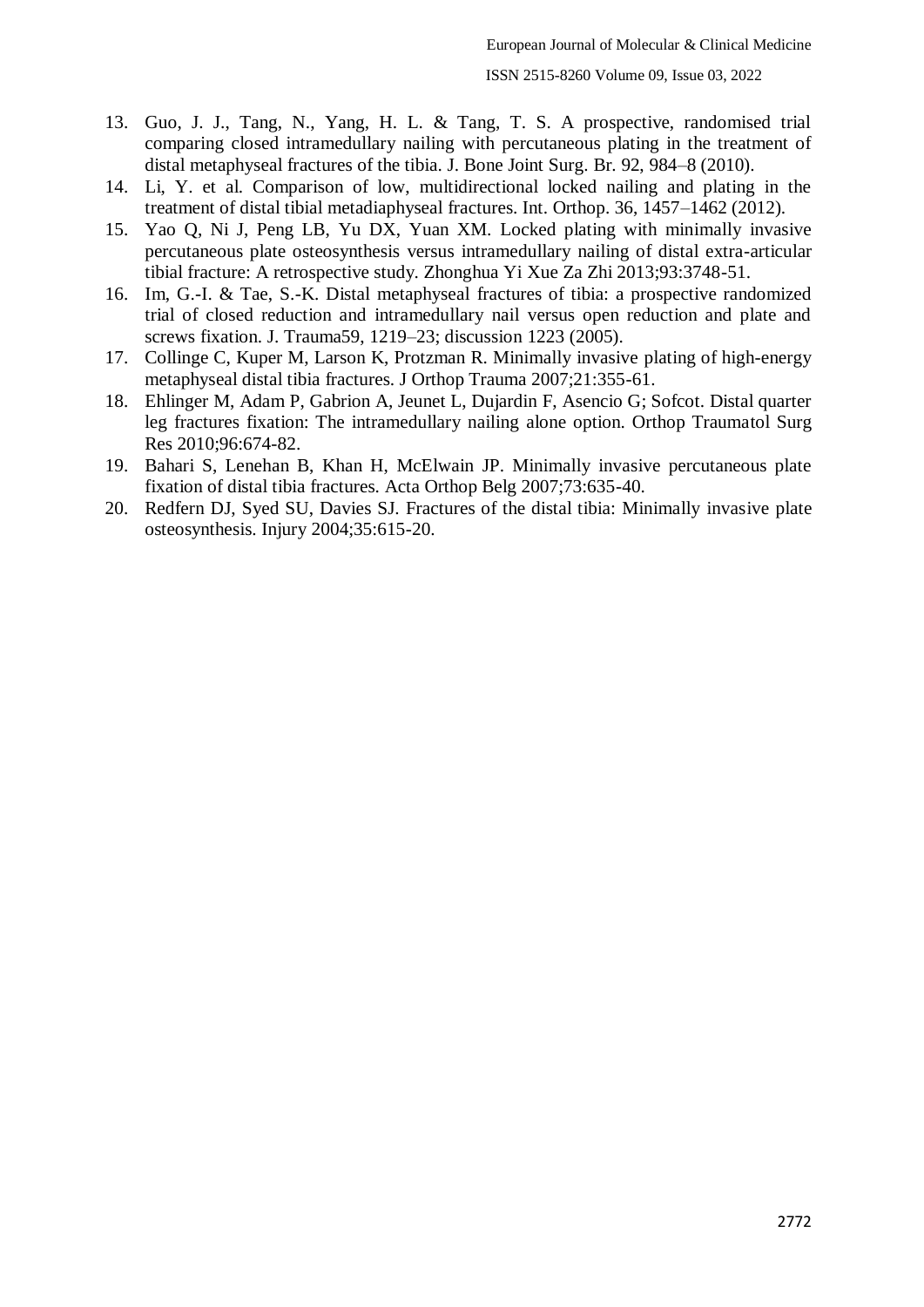13. Guo, J. J., Tang, N., Yang, H. L. & Tang, T. S. A prospective, randomised trial comparing closed intramedullary nailing with percutaneous plating in the treatment of distal metaphyseal fractures of the tibia. J. Bone Joint Surg. Br. 92, 984–8 (2010).
14. Li, Y. et al. Comparison of low, multidirectional locked nailing and plating in the treatment of distal tibial metadiaphyseal fractures. Int. Orthop. 36, 1457–1462 (2012).
15. Yao Q, Ni J, Peng LB, Yu DX, Yuan XM. Locked plating with minimally invasive percutaneous plate osteosynthesis versus intramedullary nailing of distal extra-articular tibial fracture: A retrospective study. Zhonghua Yi Xue Za Zhi 2013;93:3748-51.
16. Im, G.-I. & Tae, S.-K. Distal metaphyseal fractures of tibia: a prospective randomized trial of closed reduction and intramedullary nail versus open reduction and plate and screws fixation. J. Trauma59, 1219–23; discussion 1223 (2005).
17. Collinge C, Kuper M, Larson K, Protzman R. Minimally invasive plating of high-energy metaphyseal distal tibia fractures. J Orthop Trauma 2007;21:355-61.
18. Ehlinger M, Adam P, Gabrion A, Jeunet L, Dujardin F, Asencio G; Sofcot. Distal quarter leg fractures fixation: The intramedullary nailing alone option. Orthop Traumatol Surg Res 2010;96:674-82.
19. Bahari S, Lenehan B, Khan H, McElwain JP. Minimally invasive percutaneous plate fixation of distal tibia fractures. Acta Orthop Belg 2007;73:635-40.
20. Redfern DJ, Syed SU, Davies SJ. Fractures of the distal tibia: Minimally invasive plate osteosynthesis. Injury 2004;35:615-20.